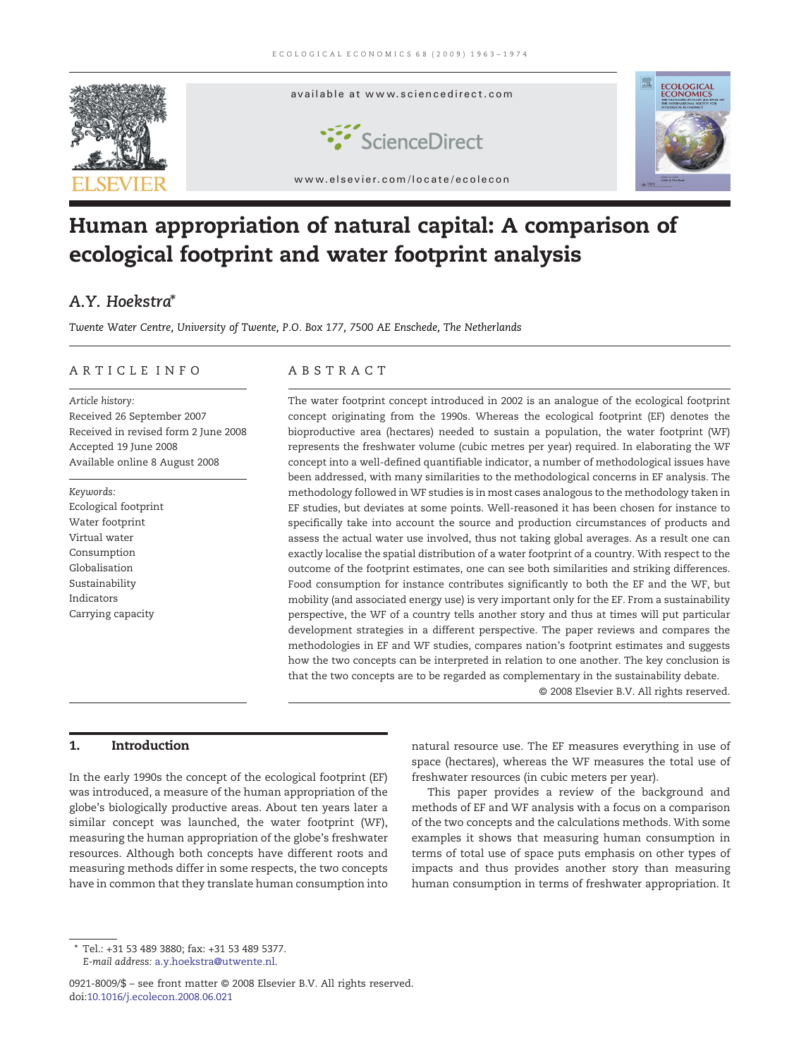# Human appropriation of natural capital: A comparison of ecological footprint and water footprint analysis

*A.Y. Hoekstra**

*Twente Water Centre, University of Twente, P.O. Box 177, 7500 AE Enschede, The Netherlands*

## ARTICLE INFO

*Article history:*
Received 26 September 2007
Received in revised form 2 June 2008
Accepted 19 June 2008
Available online 8 August 2008

*Keywords:*
Ecological footprint
Water footprint
Virtual water
Consumption
Globalisation
Sustainability
Indicators
Carrying capacity

## ABSTRACT

The water footprint concept introduced in 2002 is an analogue of the ecological footprint concept originating from the 1990s. Whereas the ecological footprint (EF) denotes the bioproductive area (hectares) needed to sustain a population, the water footprint (WF) represents the freshwater volume (cubic metres per year) required. In elaborating the WF concept into a well-defined quantifiable indicator, a number of methodological issues have been addressed, with many similarities to the methodological concerns in EF analysis. The methodology followed in WF studies is in most cases analogous to the methodology taken in EF studies, but deviates at some points. Well-reasoned it has been chosen for instance to specifically take into account the source and production circumstances of products and assess the actual water use involved, thus not taking global averages. As a result one can exactly localise the spatial distribution of a water footprint of a country. With respect to the outcome of the footprint estimates, one can see both similarities and striking differences. Food consumption for instance contributes significantly to both the EF and the WF, but mobility (and associated energy use) is very important only for the EF. From a sustainability perspective, the WF of a country tells another story and thus at times will put particular development strategies in a different perspective. The paper reviews and compares the methodologies in EF and WF studies, compares nation's footprint estimates and suggests how the two concepts can be interpreted in relation to one another. The key conclusion is that the two concepts are to be regarded as complementary in the sustainability debate.

© 2008 Elsevier B.V. All rights reserved.

## 1. Introduction

In the early 1990s the concept of the ecological footprint (EF) was introduced, a measure of the human appropriation of the globe's biologically productive areas. About ten years later a similar concept was launched, the water footprint (WF), measuring the human appropriation of the globe's freshwater resources. Although both concepts have different roots and measuring methods differ in some respects, the two concepts have in common that they translate human consumption into natural resource use. The EF measures everything in use of space (hectares), whereas the WF measures the total use of freshwater resources (in cubic meters per year).

This paper provides a review of the background and methods of EF and WF analysis with a focus on a comparison of the two concepts and the calculations methods. With some examples it shows that measuring human consumption in terms of total use of space puts emphasis on other types of impacts and thus provides another story than measuring human consumption in terms of freshwater appropriation. It

---

* Tel.: +31 53 489 3880; fax: +31 53 489 5377.
*E-mail address:* a.y.hoekstra@utwente.nl.

0921-8009/$ – see front matter © 2008 Elsevier B.V. All rights reserved.
doi:10.1016/j.ecolecon.2008.06.021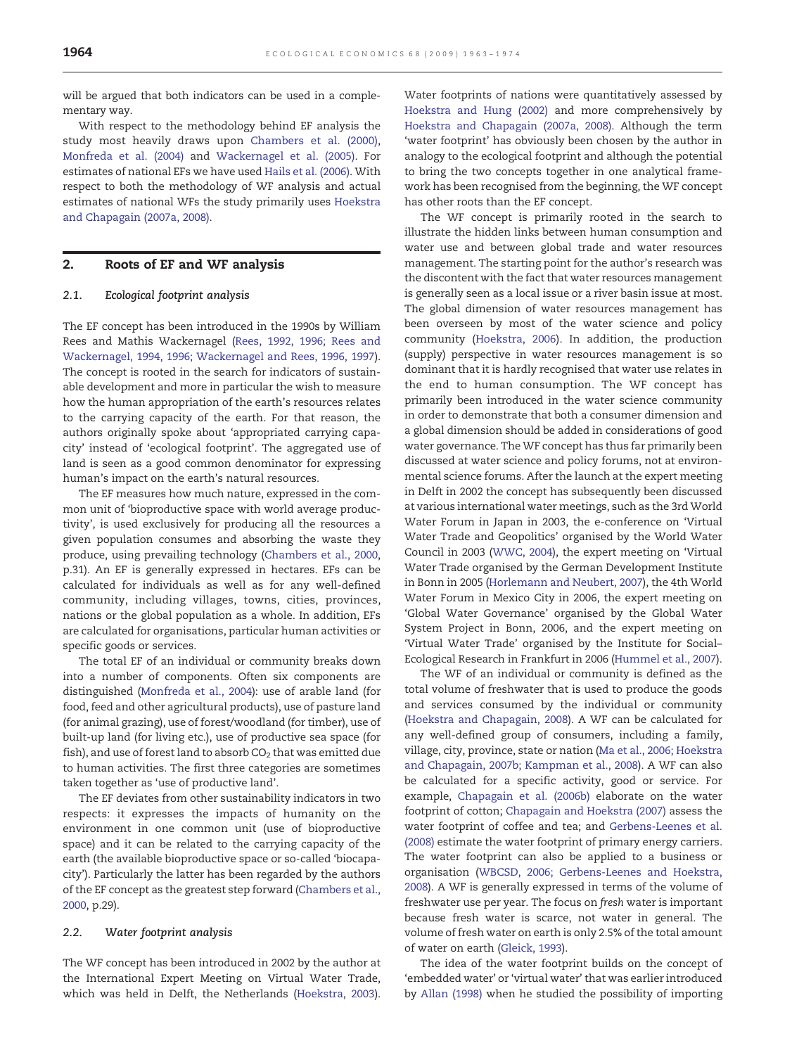will be argued that both indicators can be used in a complementary way.

With respect to the methodology behind EF analysis the study most heavily draws upon Chambers et al. (2000), Monfreda et al. (2004) and Wackernagel et al. (2005). For estimates of national EFs we have used Hails et al. (2006). With respect to both the methodology of WF analysis and actual estimates of national WFs the study primarily uses Hoekstra and Chapagain (2007a, 2008).

## 2. Roots of EF and WF analysis

### 2.1. Ecological footprint analysis

The EF concept has been introduced in the 1990s by William Rees and Mathis Wackernagel (Rees, 1992, 1996; Rees and Wackernagel, 1994, 1996; Wackernagel and Rees, 1996, 1997). The concept is rooted in the search for indicators of sustainable development and more in particular the wish to measure how the human appropriation of the earth's resources relates to the carrying capacity of the earth. For that reason, the authors originally spoke about 'appropriated carrying capacity' instead of 'ecological footprint'. The aggregated use of land is seen as a good common denominator for expressing human's impact on the earth's natural resources.

The EF measures how much nature, expressed in the common unit of 'bioproductive space with world average productivity', is used exclusively for producing all the resources a given population consumes and absorbing the waste they produce, using prevailing technology (Chambers et al., 2000, p.31). An EF is generally expressed in hectares. EFs can be calculated for individuals as well as for any well-defined community, including villages, towns, cities, provinces, nations or the global population as a whole. In addition, EFs are calculated for organisations, particular human activities or specific goods or services.

The total EF of an individual or community breaks down into a number of components. Often six components are distinguished (Monfreda et al., 2004): use of arable land (for food, feed and other agricultural products), use of pasture land (for animal grazing), use of forest/woodland (for timber), use of built-up land (for living etc.), use of productive sea space (for fish), and use of forest land to absorb $CO_2$ that was emitted due to human activities. The first three categories are sometimes taken together as 'use of productive land'.

The EF deviates from other sustainability indicators in two respects: it expresses the impacts of humanity on the environment in one common unit (use of bioproductive space) and it can be related to the carrying capacity of the earth (the available bioproductive space or so-called 'biocapacity'). Particularly the latter has been regarded by the authors of the EF concept as the greatest step forward (Chambers et al., 2000, p.29).

### 2.2. Water footprint analysis

The WF concept has been introduced in 2002 by the author at the International Expert Meeting on Virtual Water Trade, which was held in Delft, the Netherlands (Hoekstra, 2003). Water footprints of nations were quantitatively assessed by Hoekstra and Hung (2002) and more comprehensively by Hoekstra and Chapagain (2007a, 2008). Although the term 'water footprint' has obviously been chosen by the author in analogy to the ecological footprint and although the potential to bring the two concepts together in one analytical framework has been recognised from the beginning, the WF concept has other roots than the EF concept.

The WF concept is primarily rooted in the search to illustrate the hidden links between human consumption and water use and between global trade and water resources management. The starting point for the author's research was the discontent with the fact that water resources management is generally seen as a local issue or a river basin issue at most. The global dimension of water resources management has been overseen by most of the water science and policy community (Hoekstra, 2006). In addition, the production (supply) perspective in water resources management is so dominant that it is hardly recognised that water use relates in the end to human consumption. The WF concept has primarily been introduced in the water science community in order to demonstrate that both a consumer dimension and a global dimension should be added in considerations of good water governance. The WF concept has thus far primarily been discussed at water science and policy forums, not at environmental science forums. After the launch at the expert meeting in Delft in 2002 the concept has subsequently been discussed at various international water meetings, such as the 3rd World Water Forum in Japan in 2003, the e-conference on 'Virtual Water Trade and Geopolitics' organised by the World Water Council in 2003 (WWC, 2004), the expert meeting on 'Virtual Water Trade organised by the German Development Institute in Bonn in 2005 (Horlemann and Neubert, 2007), the 4th World Water Forum in Mexico City in 2006, the expert meeting on 'Global Water Governance' organised by the Global Water System Project in Bonn, 2006, and the expert meeting on 'Virtual Water Trade' organised by the Institute for Social–Ecological Research in Frankfurt in 2006 (Hummel et al., 2007).

The WF of an individual or community is defined as the total volume of freshwater that is used to produce the goods and services consumed by the individual or community (Hoekstra and Chapagain, 2008). A WF can be calculated for any well-defined group of consumers, including a family, village, city, province, state or nation (Ma et al., 2006; Hoekstra and Chapagain, 2007b; Kampman et al., 2008). A WF can also be calculated for a specific activity, good or service. For example, Chapagain et al. (2006b) elaborate on the water footprint of cotton; Chapagain and Hoekstra (2007) assess the water footprint of coffee and tea; and Gerbens-Leenes et al. (2008) estimate the water footprint of primary energy carriers. The water footprint can also be applied to a business or organisation (WBCSD, 2006; Gerbens-Leenes and Hoekstra, 2008). A WF is generally expressed in terms of the volume of freshwater use per year. The focus on *fresh* water is important because fresh water is scarce, not water in general. The volume of fresh water on earth is only 2.5% of the total amount of water on earth (Gleick, 1993).

The idea of the water footprint builds on the concept of 'embedded water' or 'virtual water' that was earlier introduced by Allan (1998) when he studied the possibility of importing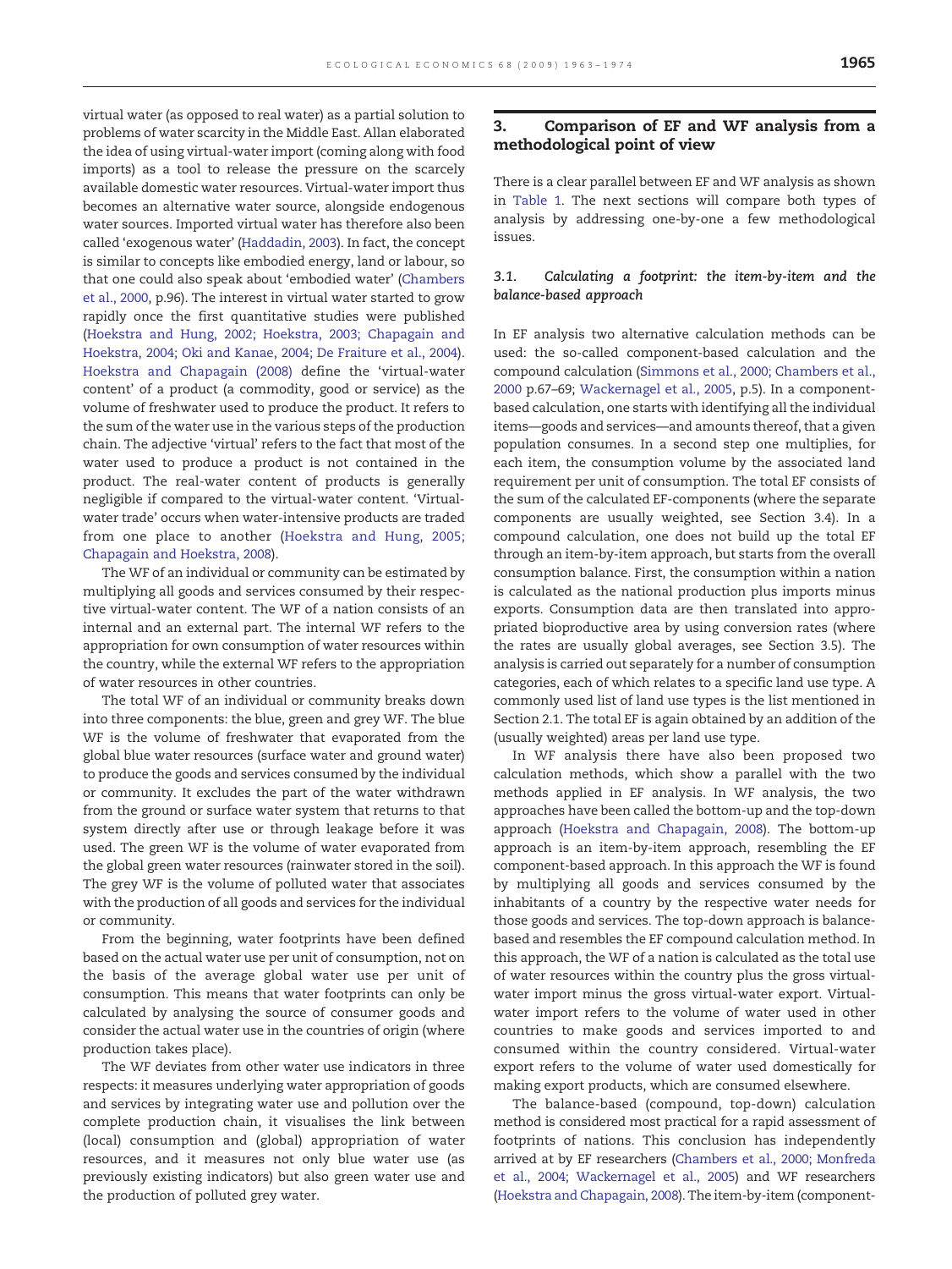virtual water (as opposed to real water) as a partial solution to problems of water scarcity in the Middle East. Allan elaborated the idea of using virtual-water import (coming along with food imports) as a tool to release the pressure on the scarcely available domestic water resources. Virtual-water import thus becomes an alternative water source, alongside endogenous water sources. Imported virtual water has therefore also been called 'exogenous water' (Haddadin, 2003). In fact, the concept is similar to concepts like embodied energy, land or labour, so that one could also speak about 'embodied water' (Chambers et al., 2000, p.96). The interest in virtual water started to grow rapidly once the first quantitative studies were published (Hoekstra and Hung, 2002; Hoekstra, 2003; Chapagain and Hoekstra, 2004; Oki and Kanae, 2004; De Fraiture et al., 2004). Hoekstra and Chapagain (2008) define the 'virtual-water content' of a product (a commodity, good or service) as the volume of freshwater used to produce the product. It refers to the sum of the water use in the various steps of the production chain. The adjective 'virtual' refers to the fact that most of the water used to produce a product is not contained in the product. The real-water content of products is generally negligible if compared to the virtual-water content. 'Virtual-water trade' occurs when water-intensive products are traded from one place to another (Hoekstra and Hung, 2005; Chapagain and Hoekstra, 2008).

The WF of an individual or community can be estimated by multiplying all goods and services consumed by their respective virtual-water content. The WF of a nation consists of an internal and an external part. The internal WF refers to the appropriation for own consumption of water resources within the country, while the external WF refers to the appropriation of water resources in other countries.

The total WF of an individual or community breaks down into three components: the blue, green and grey WF. The blue WF is the volume of freshwater that evaporated from the global blue water resources (surface water and ground water) to produce the goods and services consumed by the individual or community. It excludes the part of the water withdrawn from the ground or surface water system that returns to that system directly after use or through leakage before it was used. The green WF is the volume of water evaporated from the global green water resources (rainwater stored in the soil). The grey WF is the volume of polluted water that associates with the production of all goods and services for the individual or community.

From the beginning, water footprints have been defined based on the actual water use per unit of consumption, not on the basis of the average global water use per unit of consumption. This means that water footprints can only be calculated by analysing the source of consumer goods and consider the actual water use in the countries of origin (where production takes place).

The WF deviates from other water use indicators in three respects: it measures underlying water appropriation of goods and services by integrating water use and pollution over the complete production chain, it visualises the link between (local) consumption and (global) appropriation of water resources, and it measures not only blue water use (as previously existing indicators) but also green water use and the production of polluted grey water.

## 3. Comparison of EF and WF analysis from a methodological point of view

There is a clear parallel between EF and WF analysis as shown in Table 1. The next sections will compare both types of analysis by addressing one-by-one a few methodological issues.

### 3.1. Calculating a footprint: the item-by-item and the balance-based approach

In EF analysis two alternative calculation methods can be used: the so-called component-based calculation and the compound calculation (Simmons et al., 2000; Chambers et al., 2000 p.67–69; Wackernagel et al., 2005, p.5). In a component-based calculation, one starts with identifying all the individual items—goods and services—and amounts thereof, that a given population consumes. In a second step one multiplies, for each item, the consumption volume by the associated land requirement per unit of consumption. The total EF consists of the sum of the calculated EF-components (where the separate components are usually weighted, see Section 3.4). In a compound calculation, one does not build up the total EF through an item-by-item approach, but starts from the overall consumption balance. First, the consumption within a nation is calculated as the national production plus imports minus exports. Consumption data are then translated into appropriated bioproductive area by using conversion rates (where the rates are usually global averages, see Section 3.5). The analysis is carried out separately for a number of consumption categories, each of which relates to a specific land use type. A commonly used list of land use types is the list mentioned in Section 2.1. The total EF is again obtained by an addition of the (usually weighted) areas per land use type.

In WF analysis there have also been proposed two calculation methods, which show a parallel with the two methods applied in EF analysis. In WF analysis, the two approaches have been called the bottom-up and the top-down approach (Hoekstra and Chapagain, 2008). The bottom-up approach is an item-by-item approach, resembling the EF component-based approach. In this approach the WF is found by multiplying all goods and services consumed by the inhabitants of a country by the respective water needs for those goods and services. The top-down approach is balance-based and resembles the EF compound calculation method. In this approach, the WF of a nation is calculated as the total use of water resources within the country plus the gross virtual-water import minus the gross virtual-water export. Virtual-water import refers to the volume of water used in other countries to make goods and services imported to and consumed within the country considered. Virtual-water export refers to the volume of water used domestically for making export products, which are consumed elsewhere.

The balance-based (compound, top-down) calculation method is considered most practical for a rapid assessment of footprints of nations. This conclusion has independently arrived at by EF researchers (Chambers et al., 2000; Monfreda et al., 2004; Wackernagel et al., 2005) and WF researchers (Hoekstra and Chapagain, 2008). The item-by-item (component-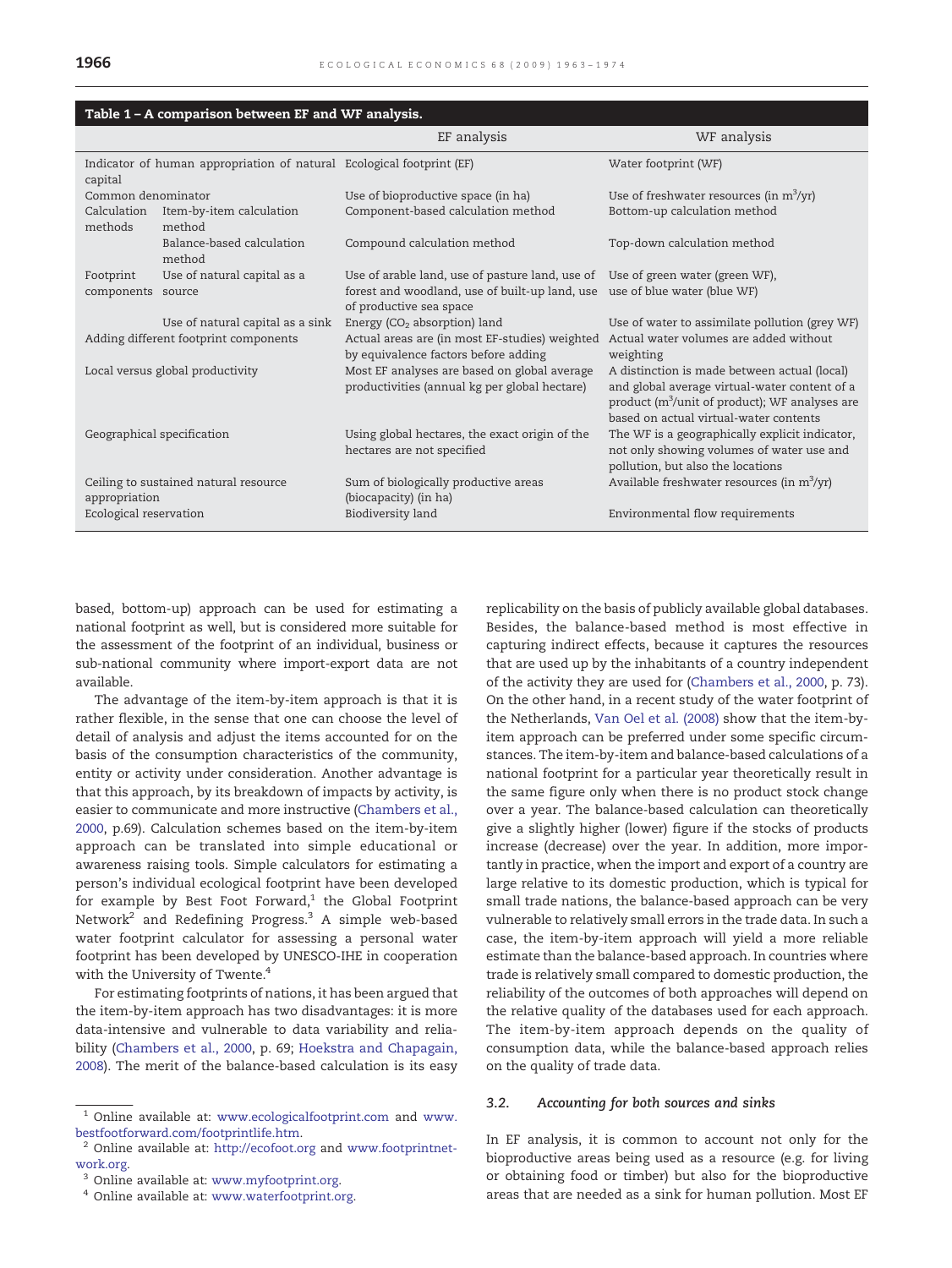**Table 1 – A comparison between EF and WF analysis.**

| | | EF analysis | WF analysis |
|---|---|---|---|
| Indicator of human appropriation of natural capital | | Ecological footprint (EF) | Water footprint (WF) |
| Common denominator | | Use of bioproductive space (in ha) | Use of freshwater resources (in $m^3$/yr) |
| Calculation methods | Item-by-item calculation method | Component-based calculation method | Bottom-up calculation method |
| | Balance-based calculation method | Compound calculation method | Top-down calculation method |
| Footprint components | Use of natural capital as a source | Use of arable land, use of pasture land, use of forest and woodland, use of built-up land, use of productive sea space | Use of green water (green WF), use of blue water (blue WF) |
| | Use of natural capital as a sink | Energy ($CO_2$ absorption) land | Use of water to assimilate pollution (grey WF) |
| Adding different footprint components | | Actual areas are (in most EF-studies) weighted by equivalence factors before adding | Actual water volumes are added without weighting |
| Local versus global productivity | | Most EF analyses are based on global average productivities (annual kg per global hectare) | A distinction is made between actual (local) and global average virtual-water content of a product ($m^3$/unit of product); WF analyses are based on actual virtual-water contents |
| Geographical specification | | Using global hectares, the exact origin of the hectares are not specified | The WF is a geographically explicit indicator, not only showing volumes of water use and pollution, but also the locations |
| Ceiling to sustained natural resource appropriation | | Sum of biologically productive areas (biocapacity) (in ha) | Available freshwater resources (in $m^3$/yr) |
| Ecological reservation | | Biodiversity land | Environmental flow requirements |

based, bottom-up) approach can be used for estimating a national footprint as well, but is considered more suitable for the assessment of the footprint of an individual, business or sub-national community where import-export data are not available.

The advantage of the item-by-item approach is that it is rather flexible, in the sense that one can choose the level of detail of analysis and adjust the items accounted for on the basis of the consumption characteristics of the community, entity or activity under consideration. Another advantage is that this approach, by its breakdown of impacts by activity, is easier to communicate and more instructive (Chambers et al., 2000, p.69). Calculation schemes based on the item-by-item approach can be translated into simple educational or awareness raising tools. Simple calculators for estimating a person's individual ecological footprint have been developed for example by Best Foot Forward,[1] the Global Footprint Network[2] and Redefining Progress.[3] A simple web-based water footprint calculator for assessing a personal water footprint has been developed by UNESCO-IHE in cooperation with the University of Twente.[4]

For estimating footprints of nations, it has been argued that the item-by-item approach has two disadvantages: it is more data-intensive and vulnerable to data variability and reliability (Chambers et al., 2000, p. 69; Hoekstra and Chapagain, 2008). The merit of the balance-based calculation is its easy replicability on the basis of publicly available global databases. Besides, the balance-based method is most effective in capturing indirect effects, because it captures the resources that are used up by the inhabitants of a country independent of the activity they are used for (Chambers et al., 2000, p. 73). On the other hand, in a recent study of the water footprint of the Netherlands, Van Oel et al. (2008) show that the item-by-item approach can be preferred under some specific circumstances. The item-by-item and balance-based calculations of a national footprint for a particular year theoretically result in the same figure only when there is no product stock change over a year. The balance-based calculation can theoretically give a slightly higher (lower) figure if the stocks of products increase (decrease) over the year. In addition, more importantly in practice, when the import and export of a country are large relative to its domestic production, which is typical for small trade nations, the balance-based approach can be very vulnerable to relatively small errors in the trade data. In such a case, the item-by-item approach will yield a more reliable estimate than the balance-based approach. In countries where trade is relatively small compared to domestic production, the reliability of the outcomes of both approaches will depend on the relative quality of the databases used for each approach. The item-by-item approach depends on the quality of consumption data, while the balance-based approach relies on the quality of trade data.

### 3.2. Accounting for both sources and sinks

In EF analysis, it is common to account not only for the bioproductive areas being used as a resource (e.g. for living or obtaining food or timber) but also for the bioproductive areas that are needed as a sink for human pollution. Most EF

---

[1] Online available at: www.ecologicalfootprint.com and www.bestfootforward.com/footprintlife.htm.

[2] Online available at: http://ecofoot.org and www.footprintnetwork.org.

[3] Online available at: www.myfootprint.org.

[4] Online available at: www.waterfootprint.org.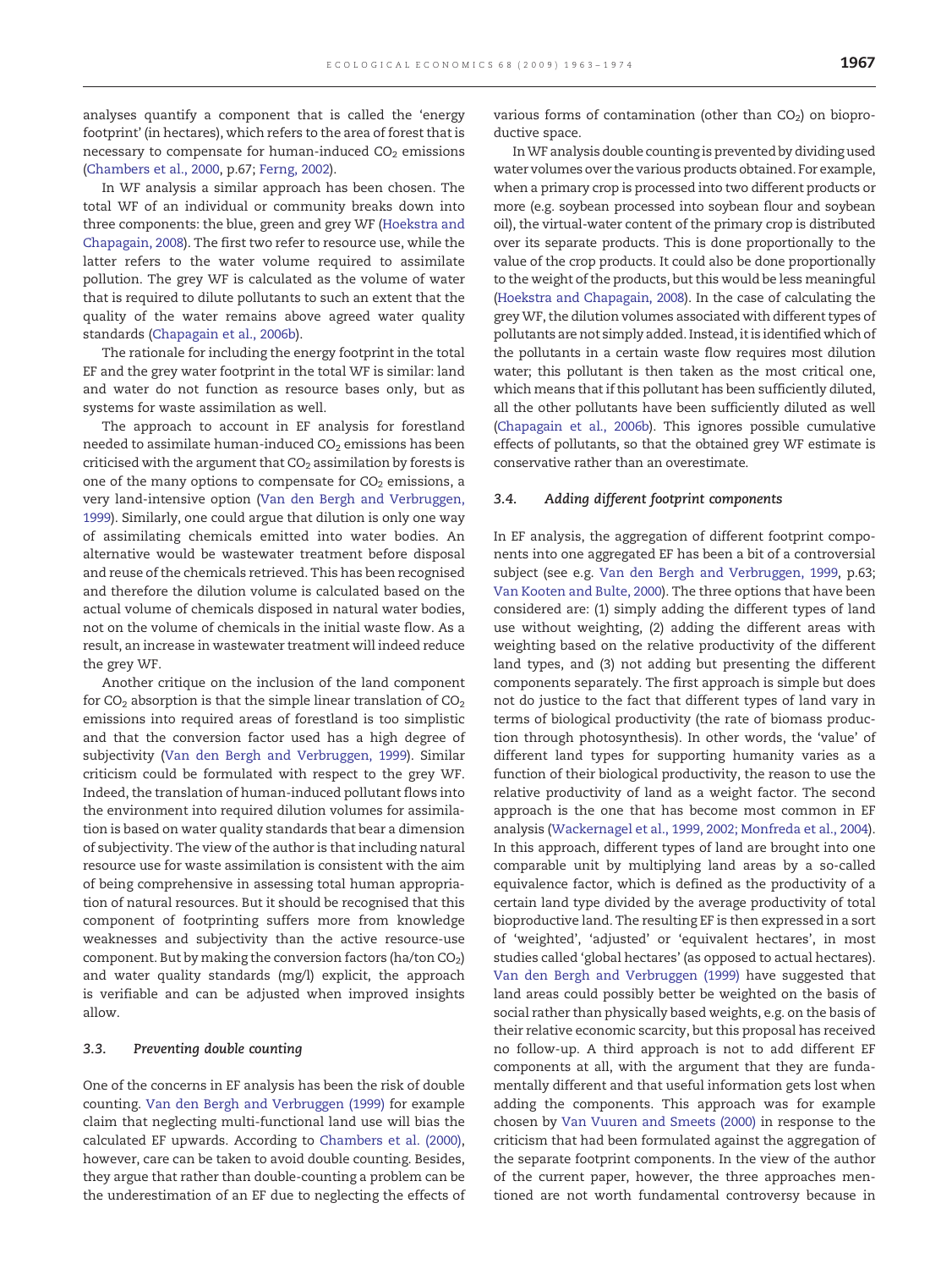analyses quantify a component that is called the 'energy footprint' (in hectares), which refers to the area of forest that is necessary to compensate for human-induced $CO_2$ emissions (Chambers et al., 2000, p.67; Ferng, 2002).

In WF analysis a similar approach has been chosen. The total WF of an individual or community breaks down into three components: the blue, green and grey WF (Hoekstra and Chapagain, 2008). The first two refer to resource use, while the latter refers to the water volume required to assimilate pollution. The grey WF is calculated as the volume of water that is required to dilute pollutants to such an extent that the quality of the water remains above agreed water quality standards (Chapagain et al., 2006b).

The rationale for including the energy footprint in the total EF and the grey water footprint in the total WF is similar: land and water do not function as resource bases only, but as systems for waste assimilation as well.

The approach to account in EF analysis for forestland needed to assimilate human-induced $CO_2$ emissions has been criticised with the argument that $CO_2$ assimilation by forests is one of the many options to compensate for $CO_2$ emissions, a very land-intensive option (Van den Bergh and Verbruggen, 1999). Similarly, one could argue that dilution is only one way of assimilating chemicals emitted into water bodies. An alternative would be wastewater treatment before disposal and reuse of the chemicals retrieved. This has been recognised and therefore the dilution volume is calculated based on the actual volume of chemicals disposed in natural water bodies, not on the volume of chemicals in the initial waste flow. As a result, an increase in wastewater treatment will indeed reduce the grey WF.

Another critique on the inclusion of the land component for $CO_2$ absorption is that the simple linear translation of $CO_2$ emissions into required areas of forestland is too simplistic and that the conversion factor used has a high degree of subjectivity (Van den Bergh and Verbruggen, 1999). Similar criticism could be formulated with respect to the grey WF. Indeed, the translation of human-induced pollutant flows into the environment into required dilution volumes for assimilation is based on water quality standards that bear a dimension of subjectivity. The view of the author is that including natural resource use for waste assimilation is consistent with the aim of being comprehensive in assessing total human appropriation of natural resources. But it should be recognised that this component of footprinting suffers more from knowledge weaknesses and subjectivity than the active resource-use component. But by making the conversion factors (ha/ton $CO_2$) and water quality standards (mg/l) explicit, the approach is verifiable and can be adjusted when improved insights allow.

### 3.3. Preventing double counting

One of the concerns in EF analysis has been the risk of double counting. Van den Bergh and Verbruggen (1999) for example claim that neglecting multi-functional land use will bias the calculated EF upwards. According to Chambers et al. (2000), however, care can be taken to avoid double counting. Besides, they argue that rather than double-counting a problem can be the underestimation of an EF due to neglecting the effects of various forms of contamination (other than $CO_2$) on bioproductive space.

In WF analysis double counting is prevented by dividing used water volumes over the various products obtained. For example, when a primary crop is processed into two different products or more (e.g. soybean processed into soybean flour and soybean oil), the virtual-water content of the primary crop is distributed over its separate products. This is done proportionally to the value of the crop products. It could also be done proportionally to the weight of the products, but this would be less meaningful (Hoekstra and Chapagain, 2008). In the case of calculating the grey WF, the dilution volumes associated with different types of pollutants are not simply added. Instead, it is identified which of the pollutants in a certain waste flow requires most dilution water; this pollutant is then taken as the most critical one, which means that if this pollutant has been sufficiently diluted, all the other pollutants have been sufficiently diluted as well (Chapagain et al., 2006b). This ignores possible cumulative effects of pollutants, so that the obtained grey WF estimate is conservative rather than an overestimate.

### 3.4. Adding different footprint components

In EF analysis, the aggregation of different footprint components into one aggregated EF has been a bit of a controversial subject (see e.g. Van den Bergh and Verbruggen, 1999, p.63; Van Kooten and Bulte, 2000). The three options that have been considered are: (1) simply adding the different types of land use without weighting, (2) adding the different areas with weighting based on the relative productivity of the different land types, and (3) not adding but presenting the different components separately. The first approach is simple but does not do justice to the fact that different types of land vary in terms of biological productivity (the rate of biomass production through photosynthesis). In other words, the 'value' of different land types for supporting humanity varies as a function of their biological productivity, the reason to use the relative productivity of land as a weight factor. The second approach is the one that has become most common in EF analysis (Wackernagel et al., 1999, 2002; Monfreda et al., 2004). In this approach, different types of land are brought into one comparable unit by multiplying land areas by a so-called equivalence factor, which is defined as the productivity of a certain land type divided by the average productivity of total bioproductive land. The resulting EF is then expressed in a sort of 'weighted', 'adjusted' or 'equivalent hectares', in most studies called 'global hectares' (as opposed to actual hectares). Van den Bergh and Verbruggen (1999) have suggested that land areas could possibly better be weighted on the basis of social rather than physically based weights, e.g. on the basis of their relative economic scarcity, but this proposal has received no follow-up. A third approach is not to add different EF components at all, with the argument that they are fundamentally different and that useful information gets lost when adding the components. This approach was for example chosen by Van Vuuren and Smeets (2000) in response to the criticism that had been formulated against the aggregation of the separate footprint components. In the view of the author of the current paper, however, the three approaches mentioned are not worth fundamental controversy because in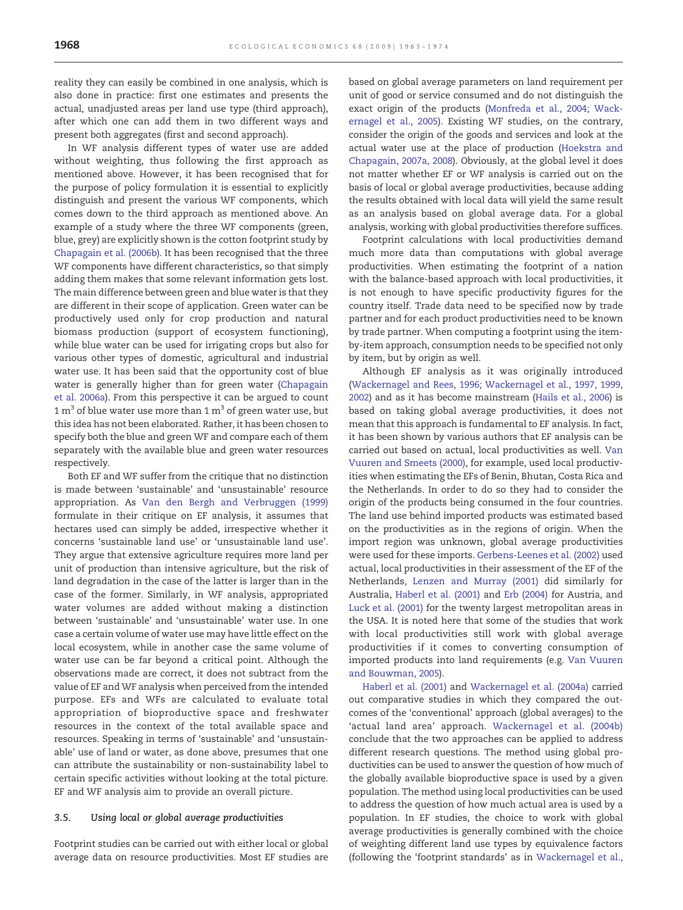reality they can easily be combined in one analysis, which is also done in practice: first one estimates and presents the actual, unadjusted areas per land use type (third approach), after which one can add them in two different ways and present both aggregates (first and second approach).

In WF analysis different types of water use are added without weighting, thus following the first approach as mentioned above. However, it has been recognised that for the purpose of policy formulation it is essential to explicitly distinguish and present the various WF components, which comes down to the third approach as mentioned above. An example of a study where the three WF components (green, blue, grey) are explicitly shown is the cotton footprint study by Chapagain et al. (2006b). It has been recognised that the three WF components have different characteristics, so that simply adding them makes that some relevant information gets lost. The main difference between green and blue water is that they are different in their scope of application. Green water can be productively used only for crop production and natural biomass production (support of ecosystem functioning), while blue water can be used for irrigating crops but also for various other types of domestic, agricultural and industrial water use. It has been said that the opportunity cost of blue water is generally higher than for green water (Chapagain et al. 2006a). From this perspective it can be argued to count 1 $m^3$ of blue water use more than 1 $m^3$ of green water use, but this idea has not been elaborated. Rather, it has been chosen to specify both the blue and green WF and compare each of them separately with the available blue and green water resources respectively.

Both EF and WF suffer from the critique that no distinction is made between 'sustainable' and 'unsustainable' resource appropriation. As Van den Bergh and Verbruggen (1999) formulate in their critique on EF analysis, it assumes that hectares used can simply be added, irrespective whether it concerns 'sustainable land use' or 'unsustainable land use'. They argue that extensive agriculture requires more land per unit of production than intensive agriculture, but the risk of land degradation in the case of the latter is larger than in the case of the former. Similarly, in WF analysis, appropriated water volumes are added without making a distinction between 'sustainable' and 'unsustainable' water use. In one case a certain volume of water use may have little effect on the local ecosystem, while in another case the same volume of water use can be far beyond a critical point. Although the observations made are correct, it does not subtract from the value of EF and WF analysis when perceived from the intended purpose. EFs and WFs are calculated to evaluate total appropriation of bioproductive space and freshwater resources in the context of the total available space and resources. Speaking in terms of 'sustainable' and 'unsustainable' use of land or water, as done above, presumes that one can attribute the sustainability or non-sustainability label to certain specific activities without looking at the total picture. EF and WF analysis aim to provide an overall picture.

### 3.5. *Using local or global average productivities*

Footprint studies can be carried out with either local or global average data on resource productivities. Most EF studies are based on global average parameters on land requirement per unit of good or service consumed and do not distinguish the exact origin of the products (Monfreda et al., 2004; Wackernagel et al., 2005). Existing WF studies, on the contrary, consider the origin of the goods and services and look at the actual water use at the place of production (Hoekstra and Chapagain, 2007a, 2008). Obviously, at the global level it does not matter whether EF or WF analysis is carried out on the basis of local or global average productivities, because adding the results obtained with local data will yield the same result as an analysis based on global average data. For a global analysis, working with global productivities therefore suffices.

Footprint calculations with local productivities demand much more data than computations with global average productivities. When estimating the footprint of a nation with the balance-based approach with local productivities, it is not enough to have specific productivity figures for the country itself. Trade data need to be specified now by trade partner and for each product productivities need to be known by trade partner. When computing a footprint using the item-by-item approach, consumption needs to be specified not only by item, but by origin as well.

Although EF analysis as it was originally introduced (Wackernagel and Rees, 1996; Wackernagel et al., 1997, 1999, 2002) and as it has become mainstream (Hails et al., 2006) is based on taking global average productivities, it does not mean that this approach is fundamental to EF analysis. In fact, it has been shown by various authors that EF analysis can be carried out based on actual, local productivities as well. Van Vuuren and Smeets (2000), for example, used local productivities when estimating the EFs of Benin, Bhutan, Costa Rica and the Netherlands. In order to do so they had to consider the origin of the products being consumed in the four countries. The land use behind imported products was estimated based on the productivities as in the regions of origin. When the import region was unknown, global average productivities were used for these imports. Gerbens-Leenes et al. (2002) used actual, local productivities in their assessment of the EF of the Netherlands, Lenzen and Murray (2001) did similarly for Australia, Haberl et al. (2001) and Erb (2004) for Austria, and Luck et al. (2001) for the twenty largest metropolitan areas in the USA. It is noted here that some of the studies that work with local productivities still work with global average productivities if it comes to converting consumption of imported products into land requirements (e.g. Van Vuuren and Bouwman, 2005).

Haberl et al. (2001) and Wackernagel et al. (2004a) carried out comparative studies in which they compared the outcomes of the 'conventional' approach (global averages) to the 'actual land area' approach. Wackernagel et al. (2004b) conclude that the two approaches can be applied to address different research questions. The method using global productivities can be used to answer the question of how much of the globally available bioproductive space is used by a given population. The method using local productivities can be used to address the question of how much actual area is used by a population. In EF studies, the choice to work with global average productivities is generally combined with the choice of weighting different land use types by equivalence factors (following the 'footprint standards' as in Wackernagel et al.,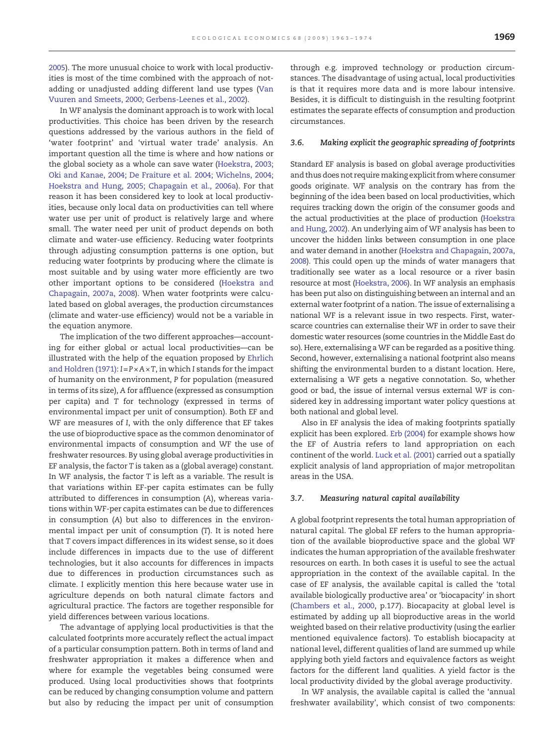2005). The more unusual choice to work with local productivities is most of the time combined with the approach of not-adding or unadjusted adding different land use types (Van Vuuren and Smeets, 2000; Gerbens-Leenes et al., 2002).

In WF analysis the dominant approach is to work with local productivities. This choice has been driven by the research questions addressed by the various authors in the field of 'water footprint' and 'virtual water trade' analysis. An important question all the time is where and how nations or the global society as a whole can save water (Hoekstra, 2003; Oki and Kanae, 2004; De Fraiture et al. 2004; Wichelns, 2004; Hoekstra and Hung, 2005; Chapagain et al., 2006a). For that reason it has been considered key to look at local productivities, because only local data on productivities can tell where water use per unit of product is relatively large and where small. The water need per unit of product depends on both climate and water-use efficiency. Reducing water footprints through adjusting consumption patterns is one option, but reducing water footprints by producing where the climate is most suitable and by using water more efficiently are two other important options to be considered (Hoekstra and Chapagain, 2007a, 2008). When water footprints were calculated based on global averages, the production circumstances (climate and water-use efficiency) would not be a variable in the equation anymore.

The implication of the two different approaches—accounting for either global or actual local productivities—can be illustrated with the help of the equation proposed by Ehrlich and Holdren (1971): $I = P \times A \times T$, in which $I$ stands for the impact of humanity on the environment, $P$ for population (measured in terms of its size), $A$ for affluence (expressed as consumption per capita) and $T$ for technology (expressed in terms of environmental impact per unit of consumption). Both EF and WF are measures of $I$, with the only difference that EF takes the use of bioproductive space as the common denominator of environmental impacts of consumption and WF the use of freshwater resources. By using global average productivities in EF analysis, the factor $T$ is taken as a (global average) constant. In WF analysis, the factor $T$ is left as a variable. The result is that variations within EF-per capita estimates can be fully attributed to differences in consumption ($A$), whereas variations within WF-per capita estimates can be due to differences in consumption ($A$) but also to differences in the environmental impact per unit of consumption ($T$). It is noted here that $T$ covers impact differences in its widest sense, so it does include differences in impacts due to the use of different technologies, but it also accounts for differences in impacts due to differences in production circumstances such as climate. I explicitly mention this here because water use in agriculture depends on both natural climate factors and agricultural practice. The factors are together responsible for yield differences between various locations.

The advantage of applying local productivities is that the calculated footprints more accurately reflect the actual impact of a particular consumption pattern. Both in terms of land and freshwater appropriation it makes a difference when and where for example the vegetables being consumed were produced. Using local productivities shows that footprints can be reduced by changing consumption volume and pattern but also by reducing the impact per unit of consumption through e.g. improved technology or production circumstances. The disadvantage of using actual, local productivities is that it requires more data and is more labour intensive. Besides, it is difficult to distinguish in the resulting footprint estimates the separate effects of consumption and production circumstances.

### 3.6. Making explicit the geographic spreading of footprints

Standard EF analysis is based on global average productivities and thus does not require making explicit from where consumer goods originate. WF analysis on the contrary has from the beginning of the idea been based on local productivities, which requires tracking down the origin of the consumer goods and the actual productivities at the place of production (Hoekstra and Hung, 2002). An underlying aim of WF analysis has been to uncover the hidden links between consumption in one place and water demand in another (Hoekstra and Chapagain, 2007a, 2008). This could open up the minds of water managers that traditionally see water as a local resource or a river basin resource at most (Hoekstra, 2006). In WF analysis an emphasis has been put also on distinguishing between an internal and an external water footprint of a nation. The issue of externalising a national WF is a relevant issue in two respects. First, water-scarce countries can externalise their WF in order to save their domestic water resources (some countries in the Middle East do so). Here, externalising a WF can be regarded as a positive thing. Second, however, externalising a national footprint also means shifting the environmental burden to a distant location. Here, externalising a WF gets a negative connotation. So, whether good or bad, the issue of internal versus external WF is considered key in addressing important water policy questions at both national and global level.

Also in EF analysis the idea of making footprints spatially explicit has been explored. Erb (2004) for example shows how the EF of Austria refers to land appropriation on each continent of the world. Luck et al. (2001) carried out a spatially explicit analysis of land appropriation of major metropolitan areas in the USA.

### 3.7. Measuring natural capital availability

A global footprint represents the total human appropriation of natural capital. The global EF refers to the human appropriation of the available bioproductive space and the global WF indicates the human appropriation of the available freshwater resources on earth. In both cases it is useful to see the actual appropriation in the context of the available capital. In the case of EF analysis, the available capital is called the 'total available biologically productive area' or 'biocapacity' in short (Chambers et al., 2000, p.177). Biocapacity at global level is estimated by adding up all bioproductive areas in the world weighted based on their relative productivity (using the earlier mentioned equivalence factors). To establish biocapacity at national level, different qualities of land are summed up while applying both yield factors and equivalence factors as weight factors for the different land qualities. A yield factor is the local productivity divided by the global average productivity.

In WF analysis, the available capital is called the 'annual freshwater availability', which consist of two components: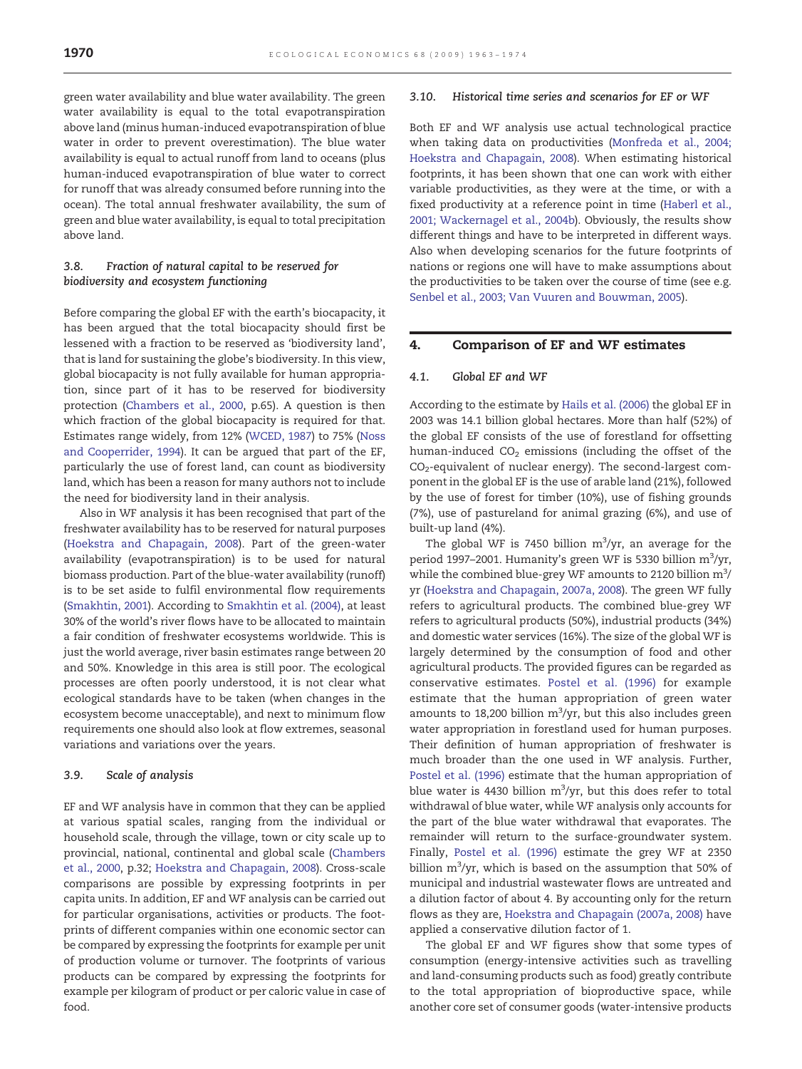green water availability and blue water availability. The green water availability is equal to the total evapotranspiration above land (minus human-induced evapotranspiration of blue water in order to prevent overestimation). The blue water availability is equal to actual runoff from land to oceans (plus human-induced evapotranspiration of blue water to correct for runoff that was already consumed before running into the ocean). The total annual freshwater availability, the sum of green and blue water availability, is equal to total precipitation above land.

### 3.8. Fraction of natural capital to be reserved for biodiversity and ecosystem functioning

Before comparing the global EF with the earth's biocapacity, it has been argued that the total biocapacity should first be lessened with a fraction to be reserved as 'biodiversity land', that is land for sustaining the globe's biodiversity. In this view, global biocapacity is not fully available for human appropriation, since part of it has to be reserved for biodiversity protection (Chambers et al., 2000, p.65). A question is then which fraction of the global biocapacity is required for that. Estimates range widely, from 12% (WCED, 1987) to 75% (Noss and Cooperrider, 1994). It can be argued that part of the EF, particularly the use of forest land, can count as biodiversity land, which has been a reason for many authors not to include the need for biodiversity land in their analysis.

Also in WF analysis it has been recognised that part of the freshwater availability has to be reserved for natural purposes (Hoekstra and Chapagain, 2008). Part of the green-water availability (evapotranspiration) is to be used for natural biomass production. Part of the blue-water availability (runoff) is to be set aside to fulfil environmental flow requirements (Smakhtin, 2001). According to Smakhtin et al. (2004), at least 30% of the world's river flows have to be allocated to maintain a fair condition of freshwater ecosystems worldwide. This is just the world average, river basin estimates range between 20 and 50%. Knowledge in this area is still poor. The ecological processes are often poorly understood, it is not clear what ecological standards have to be taken (when changes in the ecosystem become unacceptable), and next to minimum flow requirements one should also look at flow extremes, seasonal variations and variations over the years.

### 3.9. Scale of analysis

EF and WF analysis have in common that they can be applied at various spatial scales, ranging from the individual or household scale, through the village, town or city scale up to provincial, national, continental and global scale (Chambers et al., 2000, p.32; Hoekstra and Chapagain, 2008). Cross-scale comparisons are possible by expressing footprints in per capita units. In addition, EF and WF analysis can be carried out for particular organisations, activities or products. The footprints of different companies within one economic sector can be compared by expressing the footprints for example per unit of production volume or turnover. The footprints of various products can be compared by expressing the footprints for example per kilogram of product or per caloric value in case of food.

### 3.10. Historical time series and scenarios for EF or WF

Both EF and WF analysis use actual technological practice when taking data on productivities (Monfreda et al., 2004; Hoekstra and Chapagain, 2008). When estimating historical footprints, it has been shown that one can work with either variable productivities, as they were at the time, or with a fixed productivity at a reference point in time (Haberl et al., 2001; Wackernagel et al., 2004b). Obviously, the results show different things and have to be interpreted in different ways. Also when developing scenarios for the future footprints of nations or regions one will have to make assumptions about the productivities to be taken over the course of time (see e.g. Senbel et al., 2003; Van Vuuren and Bouwman, 2005).

## 4. Comparison of EF and WF estimates

### 4.1. Global EF and WF

According to the estimate by Hails et al. (2006) the global EF in 2003 was 14.1 billion global hectares. More than half (52%) of the global EF consists of the use of forestland for offsetting human-induced $CO_2$ emissions (including the offset of the $CO_2$-equivalent of nuclear energy). The second-largest component in the global EF is the use of arable land (21%), followed by the use of forest for timber (10%), use of fishing grounds (7%), use of pastureland for animal grazing (6%), and use of built-up land (4%).

The global WF is 7450 billion $m^3$/yr, an average for the period 1997–2001. Humanity's green WF is 5330 billion $m^3$/yr, while the combined blue-grey WF amounts to 2120 billion $m^3$/yr (Hoekstra and Chapagain, 2007a, 2008). The green WF fully refers to agricultural products. The combined blue-grey WF refers to agricultural products (50%), industrial products (34%) and domestic water services (16%). The size of the global WF is largely determined by the consumption of food and other agricultural products. The provided figures can be regarded as conservative estimates. Postel et al. (1996) for example estimate that the human appropriation of green water amounts to 18,200 billion $m^3$/yr, but this also includes green water appropriation in forestland used for human purposes. Their definition of human appropriation of freshwater is much broader than the one used in WF analysis. Further, Postel et al. (1996) estimate that the human appropriation of blue water is 4430 billion $m^3$/yr, but this does refer to total withdrawal of blue water, while WF analysis only accounts for the part of the blue water withdrawal that evaporates. The remainder will return to the surface-groundwater system. Finally, Postel et al. (1996) estimate the grey WF at 2350 billion $m^3$/yr, which is based on the assumption that 50% of municipal and industrial wastewater flows are untreated and a dilution factor of about 4. By accounting only for the return flows as they are, Hoekstra and Chapagain (2007a, 2008) have applied a conservative dilution factor of 1.

The global EF and WF figures show that some types of consumption (energy-intensive activities such as travelling and land-consuming products such as food) greatly contribute to the total appropriation of bioproductive space, while another core set of consumer goods (water-intensive products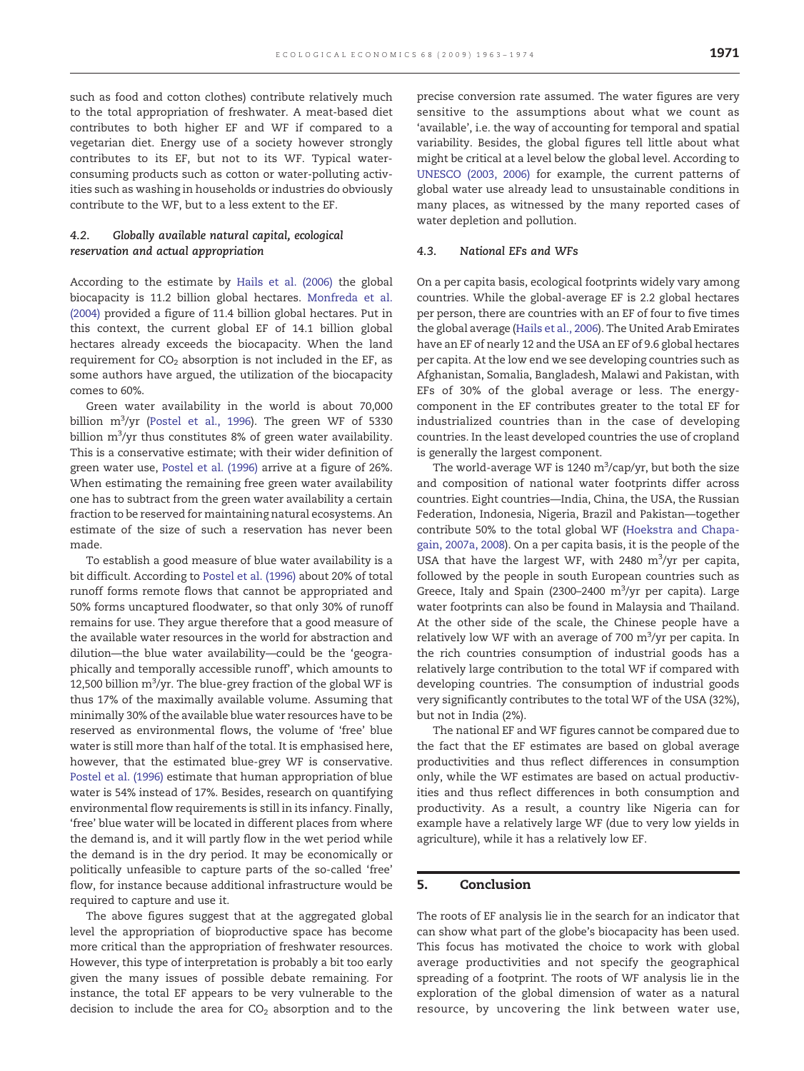such as food and cotton clothes) contribute relatively much to the total appropriation of freshwater. A meat-based diet contributes to both higher EF and WF if compared to a vegetarian diet. Energy use of a society however strongly contributes to its EF, but not to its WF. Typical water-consuming products such as cotton or water-polluting activities such as washing in households or industries do obviously contribute to the WF, but to a less extent to the EF.

### 4.2. *Globally available natural capital, ecological reservation and actual appropriation*

According to the estimate by Hails et al. (2006) the global biocapacity is 11.2 billion global hectares. Monfreda et al. (2004) provided a figure of 11.4 billion global hectares. Put in this context, the current global EF of 14.1 billion global hectares already exceeds the biocapacity. When the land requirement for $CO_2$ absorption is not included in the EF, as some authors have argued, the utilization of the biocapacity comes to 60%.

Green water availability in the world is about 70,000 billion $m^3$/yr (Postel et al., 1996). The green WF of 5330 billion $m^3$/yr thus constitutes 8% of green water availability. This is a conservative estimate; with their wider definition of green water use, Postel et al. (1996) arrive at a figure of 26%. When estimating the remaining free green water availability one has to subtract from the green water availability a certain fraction to be reserved for maintaining natural ecosystems. An estimate of the size of such a reservation has never been made.

To establish a good measure of blue water availability is a bit difficult. According to Postel et al. (1996) about 20% of total runoff forms remote flows that cannot be appropriated and 50% forms uncaptured floodwater, so that only 30% of runoff remains for use. They argue therefore that a good measure of the available water resources in the world for abstraction and dilution—the blue water availability—could be the 'geographically and temporally accessible runoff', which amounts to 12,500 billion $m^3$/yr. The blue-grey fraction of the global WF is thus 17% of the maximally available volume. Assuming that minimally 30% of the available blue water resources have to be reserved as environmental flows, the volume of 'free' blue water is still more than half of the total. It is emphasised here, however, that the estimated blue-grey WF is conservative. Postel et al. (1996) estimate that human appropriation of blue water is 54% instead of 17%. Besides, research on quantifying environmental flow requirements is still in its infancy. Finally, 'free' blue water will be located in different places from where the demand is, and it will partly flow in the wet period while the demand is in the dry period. It may be economically or politically unfeasible to capture parts of the so-called 'free' flow, for instance because additional infrastructure would be required to capture and use it.

The above figures suggest that at the aggregated global level the appropriation of bioproductive space has become more critical than the appropriation of freshwater resources. However, this type of interpretation is probably a bit too early given the many issues of possible debate remaining. For instance, the total EF appears to be very vulnerable to the decision to include the area for $CO_2$ absorption and to the precise conversion rate assumed. The water figures are very sensitive to the assumptions about what we count as 'available', i.e. the way of accounting for temporal and spatial variability. Besides, the global figures tell little about what might be critical at a level below the global level. According to UNESCO (2003, 2006) for example, the current patterns of global water use already lead to unsustainable conditions in many places, as witnessed by the many reported cases of water depletion and pollution.

### 4.3. *National EFs and WFs*

On a per capita basis, ecological footprints widely vary among countries. While the global-average EF is 2.2 global hectares per person, there are countries with an EF of four to five times the global average (Hails et al., 2006). The United Arab Emirates have an EF of nearly 12 and the USA an EF of 9.6 global hectares per capita. At the low end we see developing countries such as Afghanistan, Somalia, Bangladesh, Malawi and Pakistan, with EFs of 30% of the global average or less. The energy-component in the EF contributes greater to the total EF for industrialized countries than in the case of developing countries. In the least developed countries the use of cropland is generally the largest component.

The world-average WF is 1240 $m^3$/cap/yr, but both the size and composition of national water footprints differ across countries. Eight countries—India, China, the USA, the Russian Federation, Indonesia, Nigeria, Brazil and Pakistan—together contribute 50% to the total global WF (Hoekstra and Chapagain, 2007a, 2008). On a per capita basis, it is the people of the USA that have the largest WF, with 2480 $m^3$/yr per capita, followed by the people in south European countries such as Greece, Italy and Spain (2300–2400 $m^3$/yr per capita). Large water footprints can also be found in Malaysia and Thailand. At the other side of the scale, the Chinese people have a relatively low WF with an average of 700 $m^3$/yr per capita. In the rich countries consumption of industrial goods has a relatively large contribution to the total WF if compared with developing countries. The consumption of industrial goods very significantly contributes to the total WF of the USA (32%), but not in India (2%).

The national EF and WF figures cannot be compared due to the fact that the EF estimates are based on global average productivities and thus reflect differences in consumption only, while the WF estimates are based on actual productivities and thus reflect differences in both consumption and productivity. As a result, a country like Nigeria can for example have a relatively large WF (due to very low yields in agriculture), while it has a relatively low EF.

## 5. Conclusion

The roots of EF analysis lie in the search for an indicator that can show what part of the globe's biocapacity has been used. This focus has motivated the choice to work with global average productivities and not specify the geographical spreading of a footprint. The roots of WF analysis lie in the exploration of the global dimension of water as a natural resource, by uncovering the link between water use,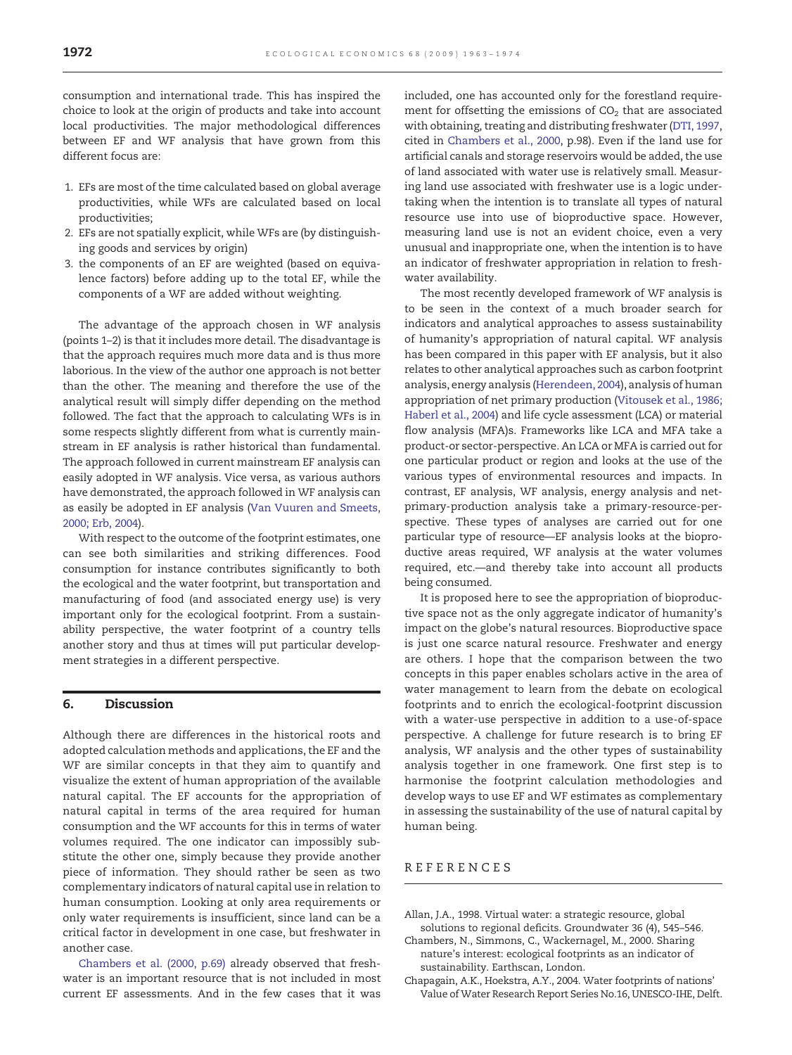consumption and international trade. This has inspired the choice to look at the origin of products and take into account local productivities. The major methodological differences between EF and WF analysis that have grown from this different focus are:

1. EFs are most of the time calculated based on global average productivities, while WFs are calculated based on local productivities;
2. EFs are not spatially explicit, while WFs are (by distinguishing goods and services by origin)
3. the components of an EF are weighted (based on equivalence factors) before adding up to the total EF, while the components of a WF are added without weighting.

The advantage of the approach chosen in WF analysis (points 1–2) is that it includes more detail. The disadvantage is that the approach requires much more data and is thus more laborious. In the view of the author one approach is not better than the other. The meaning and therefore the use of the analytical result will simply differ depending on the method followed. The fact that the approach to calculating WFs is in some respects slightly different from what is currently mainstream in EF analysis is rather historical than fundamental. The approach followed in current mainstream EF analysis can easily adopted in WF analysis. Vice versa, as various authors have demonstrated, the approach followed in WF analysis can as easily be adopted in EF analysis (Van Vuuren and Smeets, 2000; Erb, 2004).

With respect to the outcome of the footprint estimates, one can see both similarities and striking differences. Food consumption for instance contributes significantly to both the ecological and the water footprint, but transportation and manufacturing of food (and associated energy use) is very important only for the ecological footprint. From a sustainability perspective, the water footprint of a country tells another story and thus at times will put particular development strategies in a different perspective.

## 6. Discussion

Although there are differences in the historical roots and adopted calculation methods and applications, the EF and the WF are similar concepts in that they aim to quantify and visualize the extent of human appropriation of the available natural capital. The EF accounts for the appropriation of natural capital in terms of the area required for human consumption and the WF accounts for this in terms of water volumes required. The one indicator can impossibly substitute the other one, simply because they provide another piece of information. They should rather be seen as two complementary indicators of natural capital use in relation to human consumption. Looking at only area requirements or only water requirements is insufficient, since land can be a critical factor in development in one case, but freshwater in another case.

Chambers et al. (2000, p.69) already observed that freshwater is an important resource that is not included in most current EF assessments. And in the few cases that it was included, one has accounted only for the forestland requirement for offsetting the emissions of $CO_2$ that are associated with obtaining, treating and distributing freshwater (DTI, 1997, cited in Chambers et al., 2000, p.98). Even if the land use for artificial canals and storage reservoirs would be added, the use of land associated with water use is relatively small. Measuring land use associated with freshwater use is a logic undertaking when the intention is to translate all types of natural resource use into use of bioproductive space. However, measuring land use is not an evident choice, even a very unusual and inappropriate one, when the intention is to have an indicator of freshwater appropriation in relation to freshwater availability.

The most recently developed framework of WF analysis is to be seen in the context of a much broader search for indicators and analytical approaches to assess sustainability of humanity's appropriation of natural capital. WF analysis has been compared in this paper with EF analysis, but it also relates to other analytical approaches such as carbon footprint analysis, energy analysis (Herendeen, 2004), analysis of human appropriation of net primary production (Vitousek et al., 1986; Haberl et al., 2004) and life cycle assessment (LCA) or material flow analysis (MFA)s. Frameworks like LCA and MFA take a product-or sector-perspective. An LCA or MFA is carried out for one particular product or region and looks at the use of the various types of environmental resources and impacts. In contrast, EF analysis, WF analysis, energy analysis and net-primary-production analysis take a primary-resource-perspective. These types of analyses are carried out for one particular type of resource—EF analysis looks at the bioproductive areas required, WF analysis at the water volumes required, etc.—and thereby take into account all products being consumed.

It is proposed here to see the appropriation of bioproductive space not as the only aggregate indicator of humanity's impact on the globe's natural resources. Bioproductive space is just one scarce natural resource. Freshwater and energy are others. I hope that the comparison between the two concepts in this paper enables scholars active in the area of water management to learn from the debate on ecological footprints and to enrich the ecological-footprint discussion with a water-use perspective in addition to a use-of-space perspective. A challenge for future research is to bring EF analysis, WF analysis and the other types of sustainability analysis together in one framework. One first step is to harmonise the footprint calculation methodologies and develop ways to use EF and WF estimates as complementary in assessing the sustainability of the use of natural capital by human being.

## REFERENCES

Allan, J.A., 1998. Virtual water: a strategic resource, global solutions to regional deficits. Groundwater 36 (4), 545–546.

Chambers, N., Simmons, C., Wackernagel, M., 2000. Sharing nature's interest: ecological footprints as an indicator of sustainability. Earthscan, London.

Chapagain, A.K., Hoekstra, A.Y., 2004. Water footprints of nations' Value of Water Research Report Series No.16, UNESCO-IHE, Delft.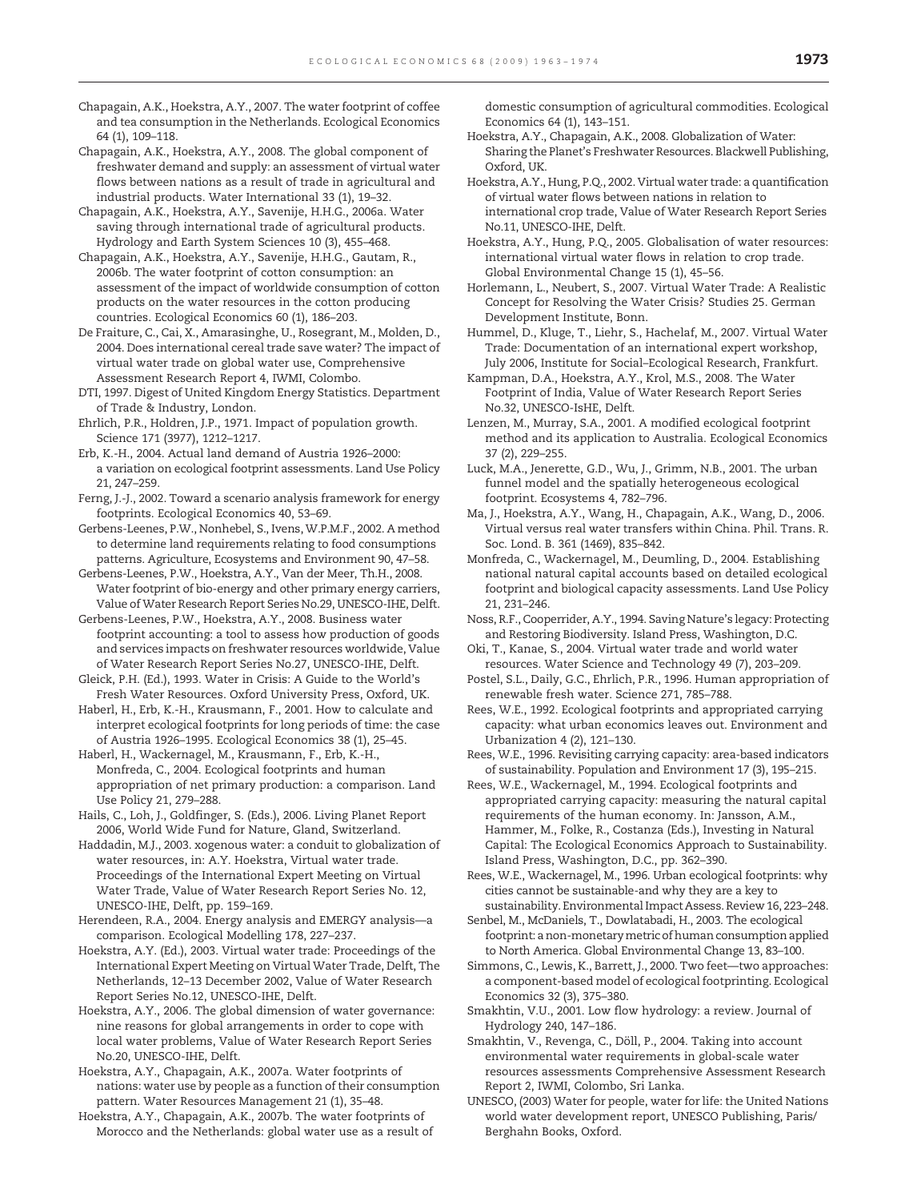Chapagain, A.K., Hoekstra, A.Y., 2007. The water footprint of coffee and tea consumption in the Netherlands. Ecological Economics 64 (1), 109–118.

Chapagain, A.K., Hoekstra, A.Y., 2008. The global component of freshwater demand and supply: an assessment of virtual water flows between nations as a result of trade in agricultural and industrial products. Water International 33 (1), 19–32.

Chapagain, A.K., Hoekstra, A.Y., Savenije, H.H.G., 2006a. Water saving through international trade of agricultural products. Hydrology and Earth System Sciences 10 (3), 455–468.

Chapagain, A.K., Hoekstra, A.Y., Savenije, H.H.G., Gautam, R., 2006b. The water footprint of cotton consumption: an assessment of the impact of worldwide consumption of cotton products on the water resources in the cotton producing countries. Ecological Economics 60 (1), 186–203.

De Fraiture, C., Cai, X., Amarasinghe, U., Rosegrant, M., Molden, D., 2004. Does international cereal trade save water? The impact of virtual water trade on global water use, Comprehensive Assessment Research Report 4, IWMI, Colombo.

DTI, 1997. Digest of United Kingdom Energy Statistics. Department of Trade & Industry, London.

Ehrlich, P.R., Holdren, J.P., 1971. Impact of population growth. Science 171 (3977), 1212–1217.

Erb, K.-H., 2004. Actual land demand of Austria 1926–2000: a variation on ecological footprint assessments. Land Use Policy 21, 247–259.

Ferng, J.-J., 2002. Toward a scenario analysis framework for energy footprints. Ecological Economics 40, 53–69.

Gerbens-Leenes, P.W., Nonhebel, S., Ivens, W.P.M.F., 2002. A method to determine land requirements relating to food consumptions patterns. Agriculture, Ecosystems and Environment 90, 47–58.

Gerbens-Leenes, P.W., Hoekstra, A.Y., Van der Meer, Th.H., 2008. Water footprint of bio-energy and other primary energy carriers, Value of Water Research Report Series No.29, UNESCO-IHE, Delft.

Gerbens-Leenes, P.W., Hoekstra, A.Y., 2008. Business water footprint accounting: a tool to assess how production of goods and services impacts on freshwater resources worldwide, Value of Water Research Report Series No.27, UNESCO-IHE, Delft.

Gleick, P.H. (Ed.), 1993. Water in Crisis: A Guide to the World's Fresh Water Resources. Oxford University Press, Oxford, UK.

Haberl, H., Erb, K.-H., Krausmann, F., 2001. How to calculate and interpret ecological footprints for long periods of time: the case of Austria 1926–1995. Ecological Economics 38 (1), 25–45.

Haberl, H., Wackernagel, M., Krausmann, F., Erb, K.-H., Monfreda, C., 2004. Ecological footprints and human appropriation of net primary production: a comparison. Land Use Policy 21, 279–288.

Hails, C., Loh, J., Goldfinger, S. (Eds.), 2006. Living Planet Report 2006, World Wide Fund for Nature, Gland, Switzerland.

Haddadin, M.J., 2003. xogenous water: a conduit to globalization of water resources, in: A.Y. Hoekstra, Virtual water trade. Proceedings of the International Expert Meeting on Virtual Water Trade, Value of Water Research Report Series No. 12, UNESCO-IHE, Delft, pp. 159–169.

Herendeen, R.A., 2004. Energy analysis and EMERGY analysis—a comparison. Ecological Modelling 178, 227–237.

Hoekstra, A.Y. (Ed.), 2003. Virtual water trade: Proceedings of the International Expert Meeting on Virtual Water Trade, Delft, The Netherlands, 12–13 December 2002, Value of Water Research Report Series No.12, UNESCO-IHE, Delft.

Hoekstra, A.Y., 2006. The global dimension of water governance: nine reasons for global arrangements in order to cope with local water problems, Value of Water Research Report Series No.20, UNESCO-IHE, Delft.

Hoekstra, A.Y., Chapagain, A.K., 2007a. Water footprints of nations: water use by people as a function of their consumption pattern. Water Resources Management 21 (1), 35–48.

Hoekstra, A.Y., Chapagain, A.K., 2007b. The water footprints of Morocco and the Netherlands: global water use as a result of domestic consumption of agricultural commodities. Ecological Economics 64 (1), 143–151.

Hoekstra, A.Y., Chapagain, A.K., 2008. Globalization of Water: Sharing the Planet's Freshwater Resources. Blackwell Publishing, Oxford, UK.

Hoekstra, A.Y., Hung, P.Q., 2002. Virtual water trade: a quantification of virtual water flows between nations in relation to international crop trade, Value of Water Research Report Series No.11, UNESCO-IHE, Delft.

Hoekstra, A.Y., Hung, P.Q., 2005. Globalisation of water resources: international virtual water flows in relation to crop trade. Global Environmental Change 15 (1), 45–56.

Horlemann, L., Neubert, S., 2007. Virtual Water Trade: A Realistic Concept for Resolving the Water Crisis? Studies 25. German Development Institute, Bonn.

Hummel, D., Kluge, T., Liehr, S., Hachelaf, M., 2007. Virtual Water Trade: Documentation of an international expert workshop, July 2006, Institute for Social–Ecological Research, Frankfurt.

Kampman, D.A., Hoekstra, A.Y., Krol, M.S., 2008. The Water Footprint of India, Value of Water Research Report Series No.32, UNESCO-IsHE, Delft.

Lenzen, M., Murray, S.A., 2001. A modified ecological footprint method and its application to Australia. Ecological Economics 37 (2), 229–255.

Luck, M.A., Jenerette, G.D., Wu, J., Grimm, N.B., 2001. The urban funnel model and the spatially heterogeneous ecological footprint. Ecosystems 4, 782–796.

Ma, J., Hoekstra, A.Y., Wang, H., Chapagain, A.K., Wang, D., 2006. Virtual versus real water transfers within China. Phil. Trans. R. Soc. Lond. B. 361 (1469), 835–842.

Monfreda, C., Wackernagel, M., Deumling, D., 2004. Establishing national natural capital accounts based on detailed ecological footprint and biological capacity assessments. Land Use Policy 21, 231–246.

Noss, R.F., Cooperrider, A.Y., 1994. Saving Nature's legacy: Protecting and Restoring Biodiversity. Island Press, Washington, D.C.

Oki, T., Kanae, S., 2004. Virtual water trade and world water resources. Water Science and Technology 49 (7), 203–209.

Postel, S.L., Daily, G.C., Ehrlich, P.R., 1996. Human appropriation of renewable fresh water. Science 271, 785–788.

Rees, W.E., 1992. Ecological footprints and appropriated carrying capacity: what urban economics leaves out. Environment and Urbanization 4 (2), 121–130.

Rees, W.E., 1996. Revisiting carrying capacity: area-based indicators of sustainability. Population and Environment 17 (3), 195–215.

Rees, W.E., Wackernagel, M., 1994. Ecological footprints and appropriated carrying capacity: measuring the natural capital requirements of the human economy. In: Jansson, A.M., Hammer, M., Folke, R., Costanza (Eds.), Investing in Natural Capital: The Ecological Economics Approach to Sustainability. Island Press, Washington, D.C., pp. 362–390.

Rees, W.E., Wackernagel, M., 1996. Urban ecological footprints: why cities cannot be sustainable-and why they are a key to sustainability. Environmental Impact Assess. Review 16, 223–248.

Senbel, M., McDaniels, T., Dowlatabadi, H., 2003. The ecological footprint: a non-monetary metric of human consumption applied to North America. Global Environmental Change 13, 83–100.

Simmons, C., Lewis, K., Barrett, J., 2000. Two feet—two approaches: a component-based model of ecological footprinting. Ecological Economics 32 (3), 375–380.

Smakhtin, V.U., 2001. Low flow hydrology: a review. Journal of Hydrology 240, 147–186.

Smakhtin, V., Revenga, C., Döll, P., 2004. Taking into account environmental water requirements in global-scale water resources assessments Comprehensive Assessment Research Report 2, IWMI, Colombo, Sri Lanka.

UNESCO, (2003) Water for people, water for life: the United Nations world water development report, UNESCO Publishing, Paris/ Berghahn Books, Oxford.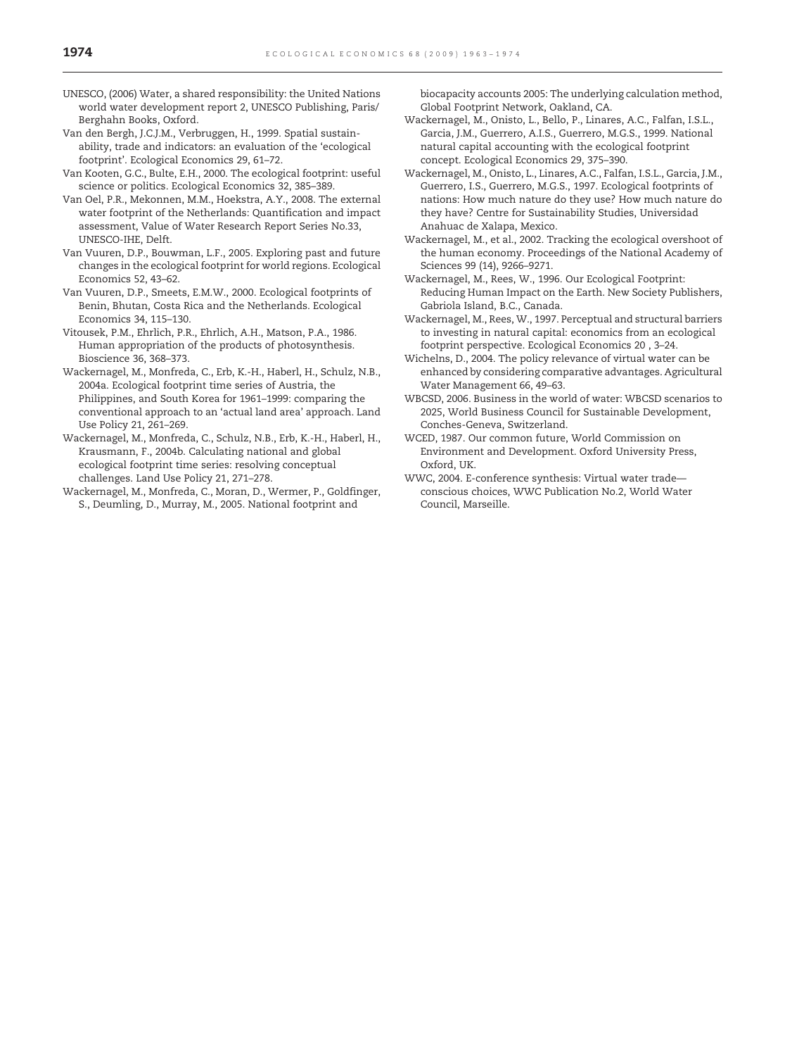UNESCO, (2006) Water, a shared responsibility: the United Nations world water development report 2, UNESCO Publishing, Paris/ Berghahn Books, Oxford.

Van den Bergh, J.C.J.M., Verbruggen, H., 1999. Spatial sustainability, trade and indicators: an evaluation of the 'ecological footprint'. Ecological Economics 29, 61–72.

Van Kooten, G.C., Bulte, E.H., 2000. The ecological footprint: useful science or politics. Ecological Economics 32, 385–389.

Van Oel, P.R., Mekonnen, M.M., Hoekstra, A.Y., 2008. The external water footprint of the Netherlands: Quantification and impact assessment, Value of Water Research Report Series No.33, UNESCO-IHE, Delft.

Van Vuuren, D.P., Bouwman, L.F., 2005. Exploring past and future changes in the ecological footprint for world regions. Ecological Economics 52, 43–62.

Van Vuuren, D.P., Smeets, E.M.W., 2000. Ecological footprints of Benin, Bhutan, Costa Rica and the Netherlands. Ecological Economics 34, 115–130.

Vitousek, P.M., Ehrlich, P.R., Ehrlich, A.H., Matson, P.A., 1986. Human appropriation of the products of photosynthesis. Bioscience 36, 368–373.

Wackernagel, M., Monfreda, C., Erb, K.-H., Haberl, H., Schulz, N.B., 2004a. Ecological footprint time series of Austria, the Philippines, and South Korea for 1961–1999: comparing the conventional approach to an 'actual land area' approach. Land Use Policy 21, 261–269.

Wackernagel, M., Monfreda, C., Schulz, N.B., Erb, K.-H., Haberl, H., Krausmann, F., 2004b. Calculating national and global ecological footprint time series: resolving conceptual challenges. Land Use Policy 21, 271–278.

Wackernagel, M., Monfreda, C., Moran, D., Wermer, P., Goldfinger, S., Deumling, D., Murray, M., 2005. National footprint and biocapacity accounts 2005: The underlying calculation method, Global Footprint Network, Oakland, CA.

Wackernagel, M., Onisto, L., Bello, P., Linares, A.C., Falfan, I.S.L., Garcia, J.M., Guerrero, A.I.S., Guerrero, M.G.S., 1999. National natural capital accounting with the ecological footprint concept. Ecological Economics 29, 375–390.

Wackernagel, M., Onisto, L., Linares, A.C., Falfan, I.S.L., Garcia, J.M., Guerrero, I.S., Guerrero, M.G.S., 1997. Ecological footprints of nations: How much nature do they use? How much nature do they have? Centre for Sustainability Studies, Universidad Anahuac de Xalapa, Mexico.

Wackernagel, M., et al., 2002. Tracking the ecological overshoot of the human economy. Proceedings of the National Academy of Sciences 99 (14), 9266–9271.

Wackernagel, M., Rees, W., 1996. Our Ecological Footprint: Reducing Human Impact on the Earth. New Society Publishers, Gabriola Island, B.C., Canada.

Wackernagel, M., Rees, W., 1997. Perceptual and structural barriers to investing in natural capital: economics from an ecological footprint perspective. Ecological Economics 20 , 3–24.

Wichelns, D., 2004. The policy relevance of virtual water can be enhanced by considering comparative advantages. Agricultural Water Management 66, 49–63.

WBCSD, 2006. Business in the world of water: WBCSD scenarios to 2025, World Business Council for Sustainable Development, Conches-Geneva, Switzerland.

WCED, 1987. Our common future, World Commission on Environment and Development. Oxford University Press, Oxford, UK.

WWC, 2004. E-conference synthesis: Virtual water trade—conscious choices, WWC Publication No.2, World Water Council, Marseille.